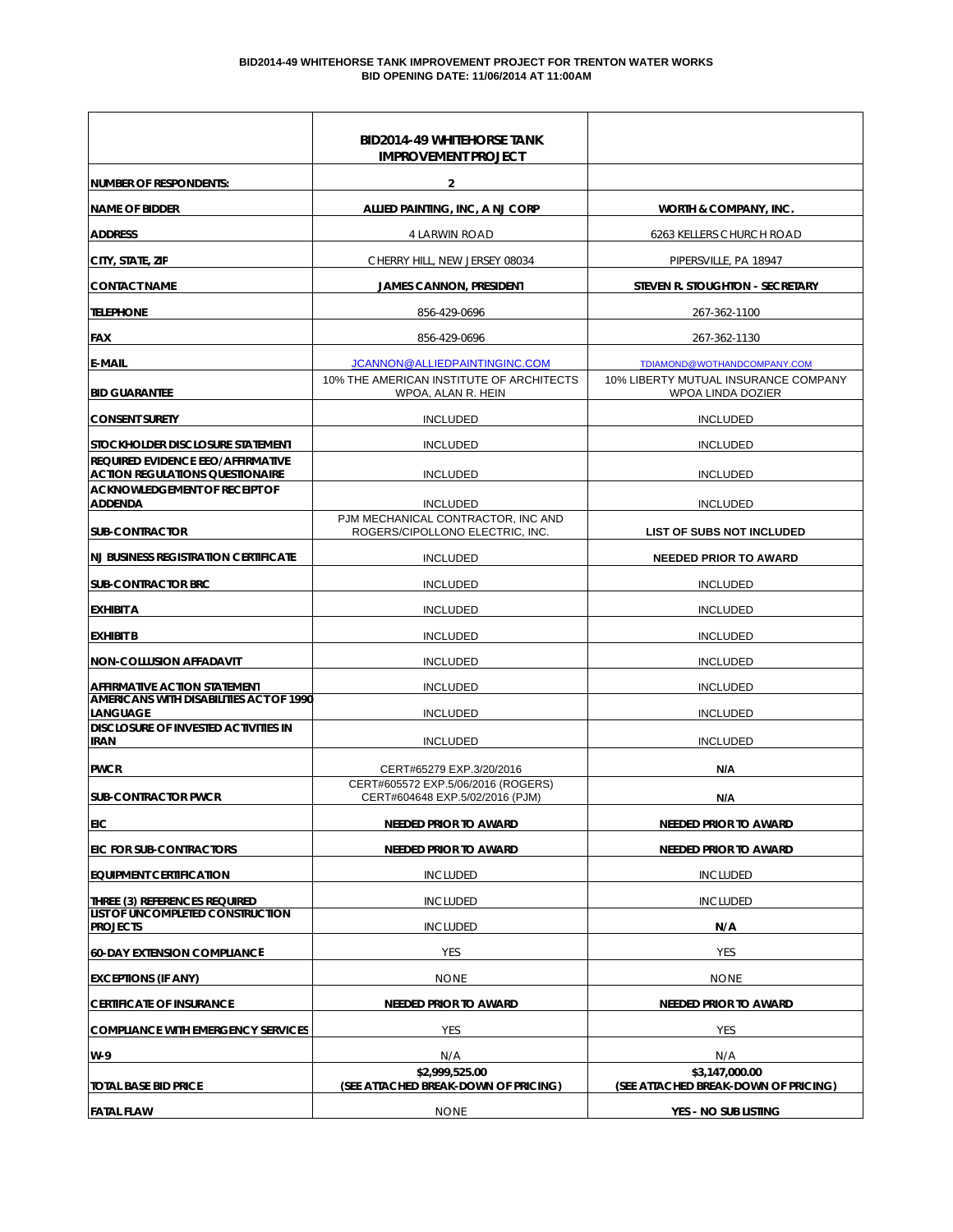**BID2014-49 WHITEHORSE TANK IMPROVEMENT PROJECT FOR TRENTON WATER WORKS**
**BID OPENING DATE: 11/06/2014 AT 11:00AM**

| | BID2014-49 WHITEHORSE TANK IMPROVEMENT PROJECT | |
|---|---|---|
| NUMBER OF RESPONDENTS: | 2 | |
| NAME OF BIDDER | ALLIED PAINTING, INC, A NJ CORP | WORTH & COMPANY, INC. |
| ADDRESS | 4 LARWIN ROAD | 6263 KELLERS CHURCH ROAD |
| CITY, STATE, ZIP | CHERRY HILL, NEW JERSEY 08034 | PIPERSVILLE, PA 18947 |
| CONTACT NAME | JAMES CANNON, PRESIDENT | STEVEN R. STOUGHTON - SECRETARY |
| TELEPHONE | 856-429-0696 | 267-362-1100 |
| FAX | 856-429-0696 | 267-362-1130 |
| E-MAIL | JCANNON@ALLIEDPAINTINGINC.COM | TDIAMOND@WOTHANDCOMPANY.COM |
| BID GUARANTEE | 10% THE AMERICAN INSTITUTE OF ARCHITECTS WPOA, ALAN R. HEIN | 10% LIBERTY MUTUAL INSURANCE COMPANY WPOA LINDA DOZIER |
| CONSENT SURETY | INCLUDED | INCLUDED |
| STOCKHOLDER DISCLOSURE STATEMENT | INCLUDED | INCLUDED |
| REQUIRED EVIDENCE EEO/AFFIRMATIVE ACTION REGULATIONS QUESTIONAIRE | INCLUDED | INCLUDED |
| ACKNOWLEDGEMENT OF RECEIPT OF ADDENDA | INCLUDED | INCLUDED |
| SUB-CONTRACTOR | PJM MECHANICAL CONTRACTOR, INC AND ROGERS/CIPOLLONO ELECTRIC, INC. | LIST OF SUBS NOT INCLUDED |
| NJ BUSINESS REGISTRATION CERTIFICATE | INCLUDED | NEEDED PRIOR TO AWARD |
| SUB-CONTRACTOR BRC | INCLUDED | INCLUDED |
| EXHIBIT A | INCLUDED | INCLUDED |
| EXHIBIT B | INCLUDED | INCLUDED |
| NON-COLLUSION AFFADAVIT | INCLUDED | INCLUDED |
| AFFIRMATIVE ACTION STATEMENT | INCLUDED | INCLUDED |
| AMERICANS WITH DISABILITIES ACT OF 1990 LANGUAGE | INCLUDED | INCLUDED |
| DISCLOSURE OF INVESTED ACTIVITIES IN IRAN | INCLUDED | INCLUDED |
| PWCR | CERT#65279 EXP.3/20/2016 | N/A |
| SUB-CONTRACTOR PWCR | CERT#605572 EXP.5/06/2016 (ROGERS) CERT#604648 EXP.5/02/2016 (PJM) | N/A |
| EIC | NEEDED PRIOR TO AWARD | NEEDED PRIOR TO AWARD |
| EIC FOR SUB-CONTRACTORS | NEEDED PRIOR TO AWARD | NEEDED PRIOR TO AWARD |
| EQUIPMENT CERTIFICATION | INCLUDED | INCLUDED |
| THREE (3) REFERENCES REQUIRED | INCLUDED | INCLUDED |
| LIST OF UNCOMPLETED CONSTRUCTION PROJECTS | INCLUDED | N/A |
| 60-DAY EXTENSION COMPLIANCE | YES | YES |
| EXCEPTIONS (IF ANY) | NONE | NONE |
| CERTIFICATE OF INSURANCE | NEEDED PRIOR TO AWARD | NEEDED PRIOR TO AWARD |
| COMPLIANCE WITH EMERGENCY SERVICES | YES | YES |
| W-9 | N/A | N/A |
| TOTAL BASE BID PRICE | $2,999,525.00 (SEE ATTACHED BREAK-DOWN OF PRICING) | $3,147,000.00 (SEE ATTACHED BREAK-DOWN OF PRICING) |
| FATAL FLAW | NONE | YES - NO SUB LISTING |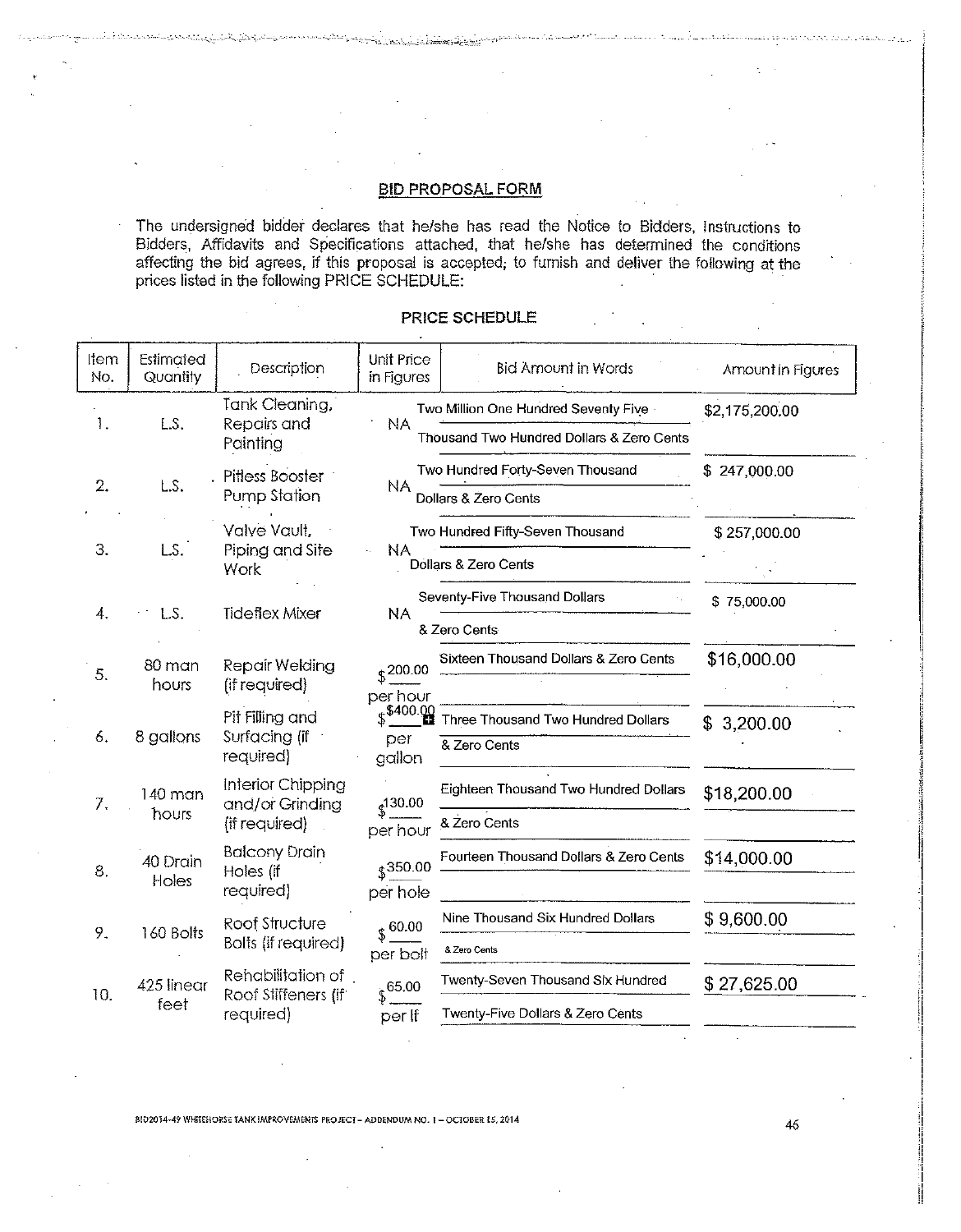## BID PROPOSAL FORM

The undersigned bidder declares that he/she has read the Notice to Bidders, Instructions to Bidders, Affidavits and Specifications attached, that he/she has determined the conditions affecting the bid agrees, if this proposal is accepted; to furnish and deliver the following at the prices listed in the following PRICE SCHEDULE:

### PRICE SCHEDULE

| Item No. | Estimated Quantity | Description | Unit Price in Figures | Bid Amount in Words | Amount in Figures |
|---|---|---|---|---|---|
| 1. | L.S. | Tank Cleaning, Repairs and Painting | NA | Two Million One Hundred Seventy Five Thousand Two Hundred Dollars & Zero Cents | $2,175,200.00 |
| 2. | L.S. | Pitless Booster Pump Station | NA | Two Hundred Forty-Seven Thousand Dollars & Zero Cents | $ 247,000.00 |
| 3. | L.S. | Valve Vault, Piping and Site Work | NA | Two Hundred Fifty-Seven Thousand Dollars & Zero Cents | $ 257,000.00 |
| 4. | L.S. | Tideflex Mixer | NA | Seventy-Five Thousand Dollars & Zero Cents | $ 75,000.00 |
| 5. | 80 man hours | Repair Welding (if required) | $200.00 per hour | Sixteen Thousand Dollars & Zero Cents | $16,000.00 |
| 6. | 8 gallons | Pit Filling and Surfacing (if required) | $400.00 per gallon | Three Thousand Two Hundred Dollars & Zero Cents | $ 3,200.00 |
| 7. | 140 man hours | Interior Chipping and/or Grinding (if required) | $130.00 per hour | Eighteen Thousand Two Hundred Dollars & Zero Cents | $18,200.00 |
| 8. | 40 Drain Holes | Balcony Drain Holes (if required) | $350.00 per hole | Fourteen Thousand Dollars & Zero Cents | $14,000.00 |
| 9. | 160 Bolts | Roof Structure Bolts (if required) | $ 60.00 per bolt | Nine Thousand Six Hundred Dollars & Zero Cents | $ 9,600.00 |
| 10. | 425 linear feet | Rehabilitation of Roof Stiffeners (if required) | $65.00 per lf | Twenty-Seven Thousand Six Hundred Twenty-Five Dollars & Zero Cents | $ 27,625.00 |

BID2014-49 WHITEHORSE TANK IMPROVEMENTS PROJECT – ADDENDUM NO. 1 – OCTOBER 15, 2014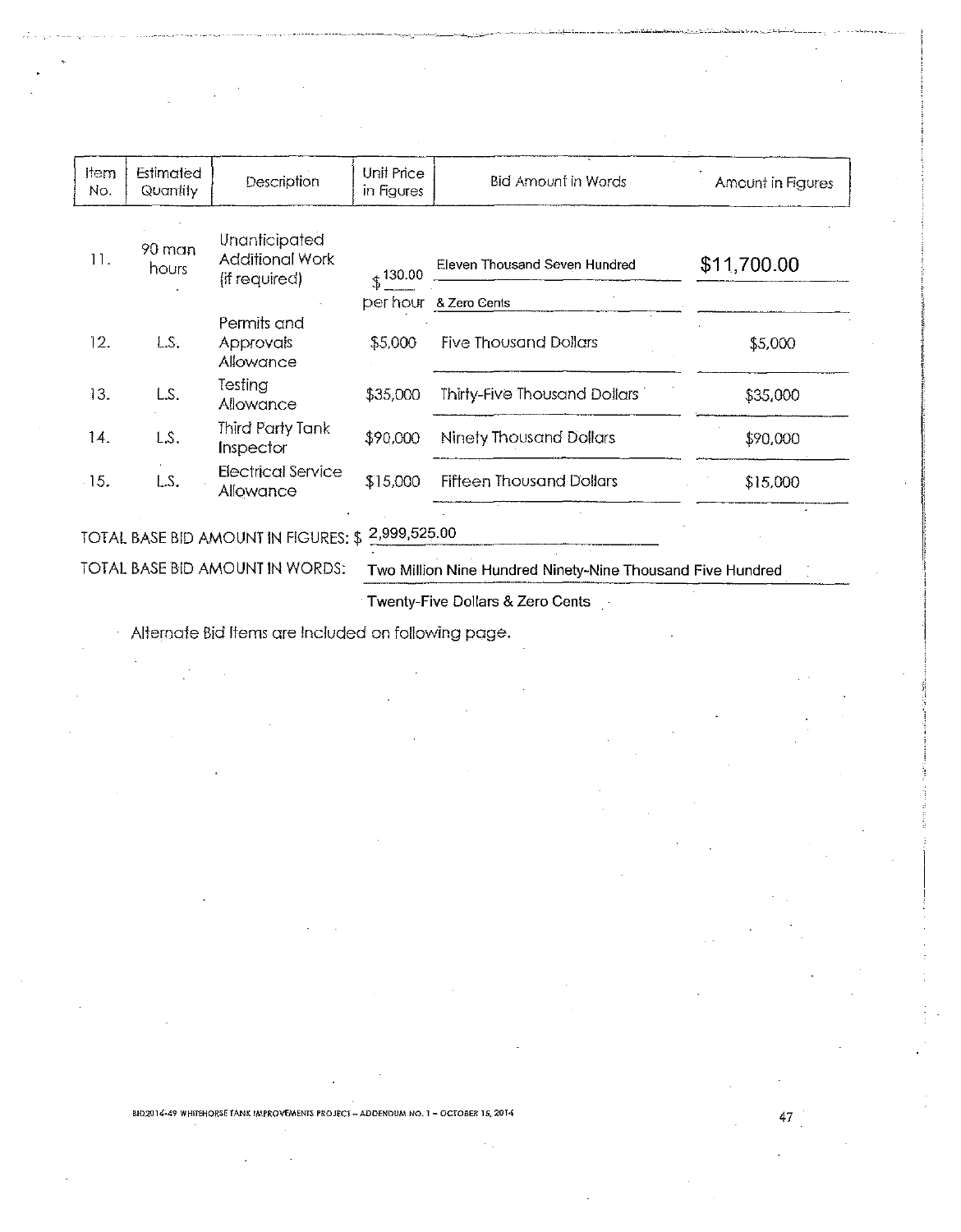| Item No. | Estimated Quantity | Description | Unit Price in Figures | Bid Amount in Words | Amount in Figures |
|---|---|---|---|---|---|
| 11. | 90 man hours | Unanticipated Additional Work (if required) | $ 130.00 per hour | Eleven Thousand Seven Hundred & Zero Cents | $11,700.00 |
| 12. | L.S. | Permits and Approvals Allowance | $5,000 | Five Thousand Dollars | $5,000 |
| 13. | L.S. | Testing Allowance | $35,000 | Thirty-Five Thousand Dollars | $35,000 |
| 14. | L.S. | Third Party Tank Inspector | $90,000 | Ninety Thousand Dollars | $90,000 |
| 15. | L.S. | Electrical Service Allowance | $15,000 | Fifteen Thousand Dollars | $15,000 |

TOTAL BASE BID AMOUNT IN FIGURES: $ 2,999,525.00

TOTAL BASE BID AMOUNT IN WORDS: Two Million Nine Hundred Ninety-Nine Thousand Five Hundred Twenty-Five Dollars & Zero Cents

Alternate Bid Items are included on following page.

BID2014-49 WHITEHORSE TANK IMPROVEMENTS PROJECT – ADDENDUM NO. 1 – OCTOBER 15, 2014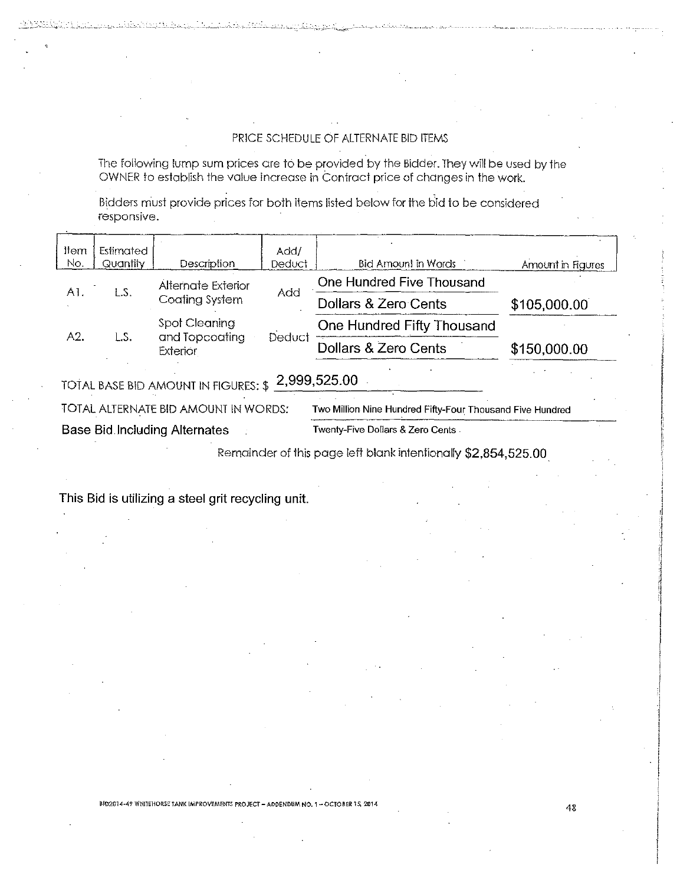## PRICE SCHEDULE OF ALTERNATE BID ITEMS

The following lump sum prices are to be provided by the Bidder. They will be used by the OWNER to establish the value increase in Contract price of changes in the work.

Bidders must provide prices for both items listed below for the bid to be considered responsive.

| Item No. | Estimated Quantity | Description | Add/ Deduct | Bid Amount in Words | Amount in Figures |
|---|---|---|---|---|---|
| A1. | L.S. | Alternate Exterior Coating System | Add | One Hundred Five Thousand Dollars & Zero Cents | $105,000.00 |
| A2. | L.S. | Spot Cleaning and Topcoating Exterior | Deduct | One Hundred Fifty Thousand Dollars & Zero Cents | $150,000.00 |

TOTAL BASE BID AMOUNT IN FIGURES: $ 2,999,525.00

TOTAL ALTERNATE BID AMOUNT IN WORDS: Two Million Nine Hundred Fifty-Four Thousand Five Hundred Twenty-Five Dollars & Zero Cents

Base Bid Including Alternates

Remainder of this page left blank intentionally $2,854,525.00

This Bid is utilizing a steel grit recycling unit.

BID2014-49 WHITEHORSE TANK IMPROVEMENTS PROJECT – ADDENDUM NO. 1 – OCTOBER 15, 2014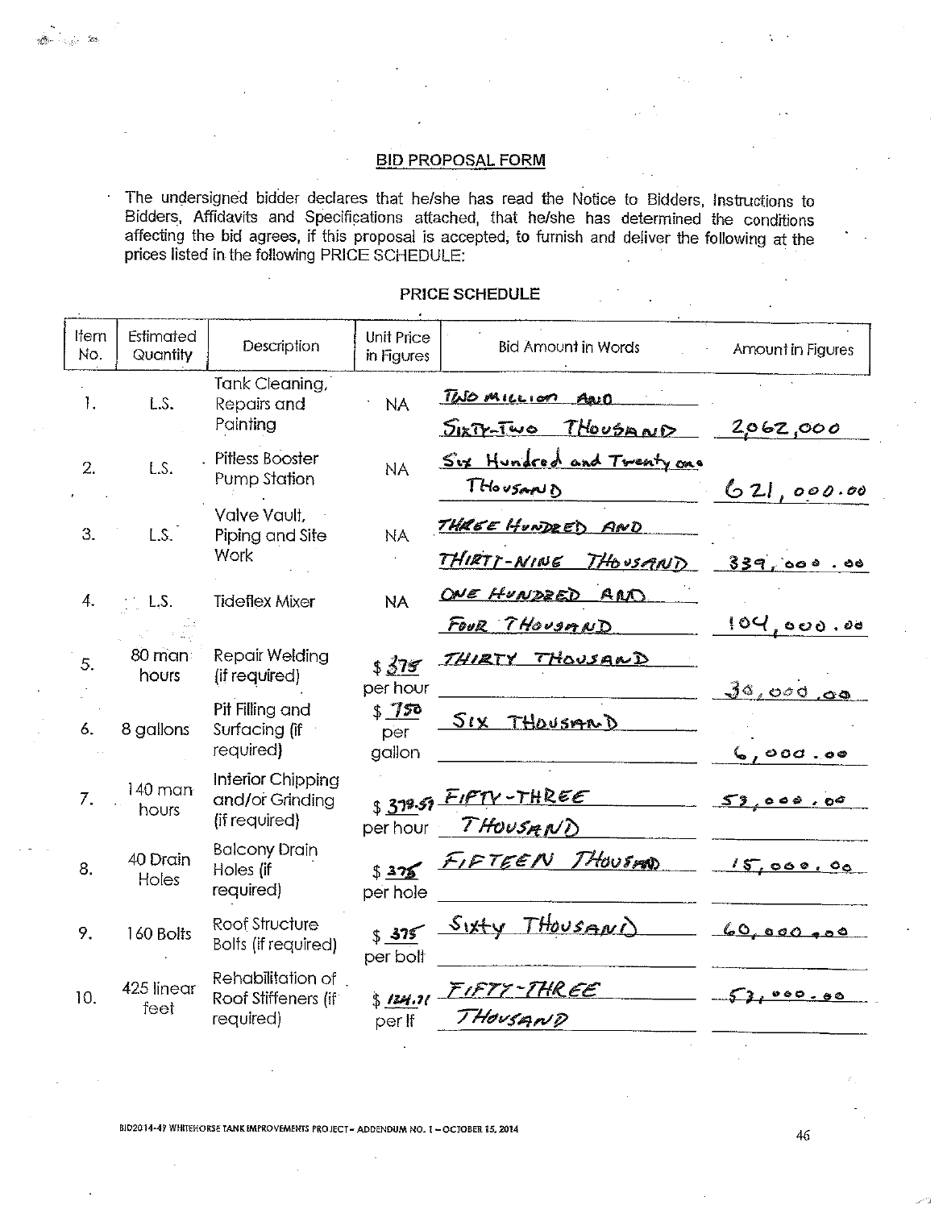## BID PROPOSAL FORM

The undersigned bidder declares that he/she has read the Notice to Bidders, Instructions to Bidders, Affidavits and Specifications attached, that he/she has determined the conditions affecting the bid agrees, if this proposal is accepted, to furnish and deliver the following at the prices listed in the following PRICE SCHEDULE:

### PRICE SCHEDULE

| Item No. | Estimated Quantity | Description | Unit Price in Figures | Bid Amount in Words | Amount in Figures |
|---|---|---|---|---|---|
| 1. | L.S. | Tank Cleaning, Repairs and Painting | NA | TWO MILLION AND SIXTY-TWO THOUSAND | 2,062,000 |
| 2. | L.S. | Pitless Booster Pump Station | NA | Six Hundred and Twenty one Thousand | 621,000.00 |
| 3. | L.S. | Valve Vault, Piping and Site Work | NA | THREE HUNDRED AND THIRTY-NINE THOUSAND | 339,000.00 |
| 4. | L.S. | Tideflex Mixer | NA | ONE HUNDRED AND FOUR THOUSAND | 104,000.00 |
| 5. | 80 man hours | Repair Welding (if required) | $ 375 per hour | THIRTY THOUSAND | 30,000.00 |
| 6. | 8 gallons | Pit Filling and Surfacing (if required) | $ 750 per gallon | SIX THOUSAND | 6,000.00 |
| 7. | 140 man hours | Interior Chipping and/or Grinding (if required) | $ 378.57 per hour | FIFTY-THREE THOUSAND | 53,000.00 |
| 8. | 40 Drain Holes | Balcony Drain Holes (if required) | $ 375 per hole | FIFTEEN THOUSAND | 15,000.00 |
| 9. | 160 Bolts | Roof Structure Bolts (if required) | $ 375 per bolt | Sixty THOUSAND | 60,000.00 |
| 10. | 425 linear feet | Rehabilitation of Roof Stiffeners (if required) | $ 124.71 per lf | FIFTY-THREE THOUSAND | 53,000.00 |

BID2014-47 WHITEHORSE TANK IMPROVEMENTS PROJECT – ADDENDUM NO. 1 – OCTOBER 15, 2014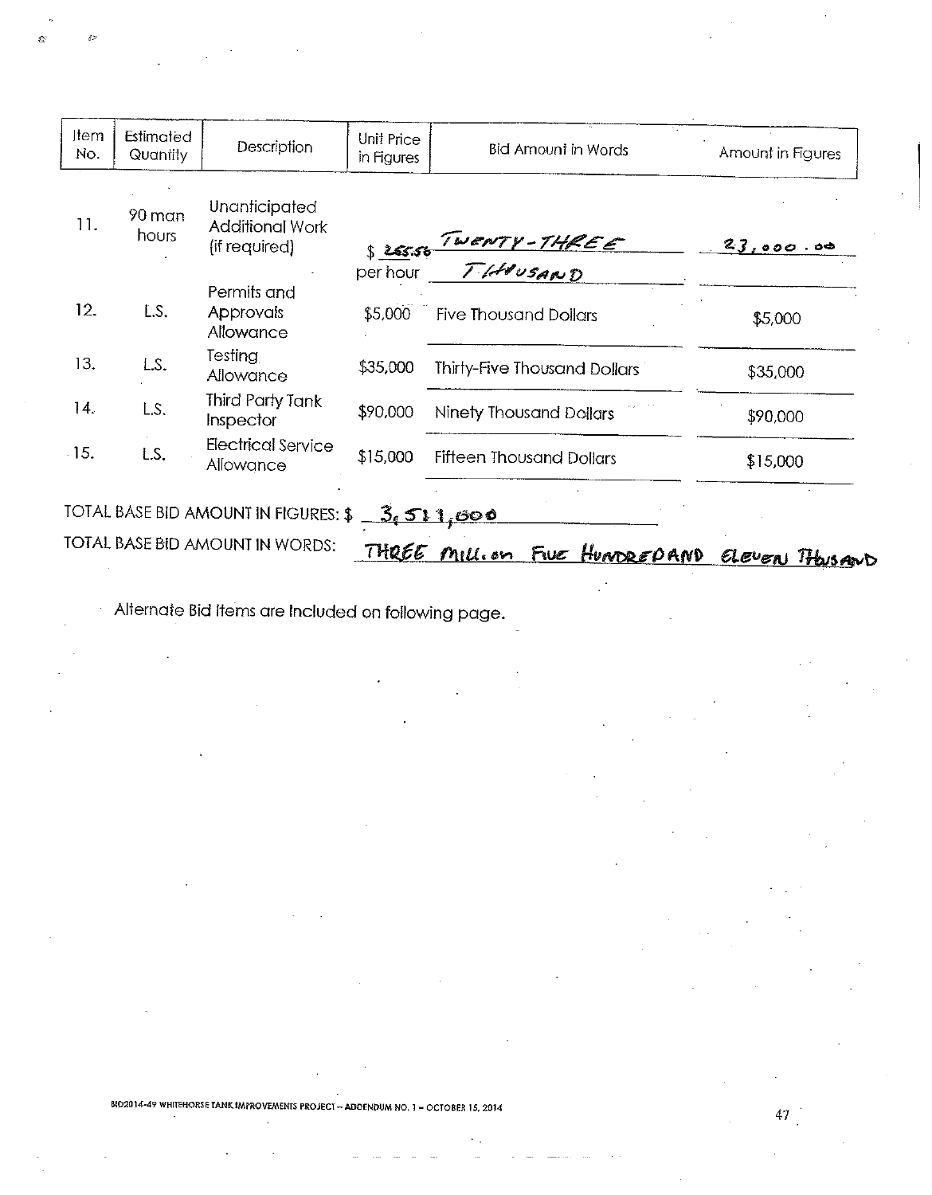| Item No. | Estimated Quantity | Description | Unit Price in Figures | Bid Amount in Words | Amount in Figures |
|---|---|---|---|---|---|
| 11. | 90 man hours | Unanticipated Additional Work (if required) | $ 255.56 per hour | TWENTY-THREE THOUSAND | 23,000.00 |
| 12. | L.S. | Permits and Approvals Allowance | $5,000 | Five Thousand Dollars | $5,000 |
| 13. | L.S. | Testing Allowance | $35,000 | Thirty-Five Thousand Dollars | $35,000 |
| 14. | L.S. | Third Party Tank Inspector | $90,000 | Ninety Thousand Dollars | $90,000 |
| 15. | L.S. | Electrical Service Allowance | $15,000 | Fifteen Thousand Dollars | $15,000 |

TOTAL BASE BID AMOUNT IN FIGURES: $ 3,511,000

TOTAL BASE BID AMOUNT IN WORDS: THREE MILLION FIVE HUNDRED AND ELEVEN THOUSAND

Alternate Bid Items are included on following page.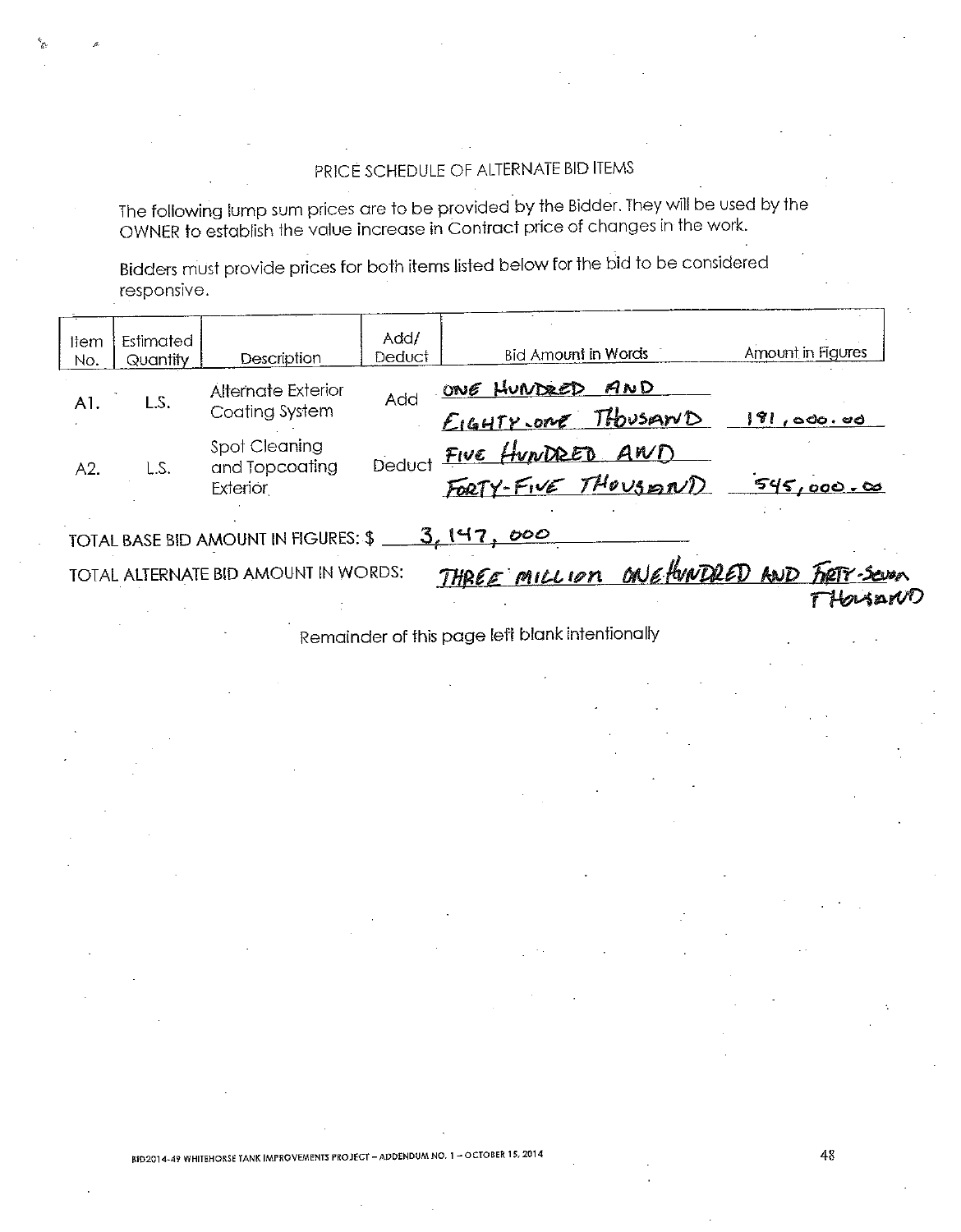PRICE SCHEDULE OF ALTERNATE BID ITEMS

The following lump sum prices are to be provided by the Bidder. They will be used by the OWNER to establish the value increase in Contract price of changes in the work.

Bidders must provide prices for both items listed below for the bid to be considered responsive.

| Item No. | Estimated Quantity | Description | Add/ Deduct | Bid Amount in Words | Amount in Figures |
|---|---|---|---|---|---|
| A1. | L.S. | Alternate Exterior Coating System | Add | ONE HUNDRED AND EIGHTY-ONE THOUSAND | 181,000.00 |
| A2. | L.S. | Spot Cleaning and Topcoating Exterior | Deduct | FIVE HUNDRED AND FORTY-FIVE THOUSAND | 545,000.00 |

TOTAL BASE BID AMOUNT IN FIGURES: $ 3,147,000

TOTAL ALTERNATE BID AMOUNT IN WORDS: THREE MILLION ONE HUNDRED AND FORTY-SEVEN THOUSAND

Remainder of this page left blank intentionally